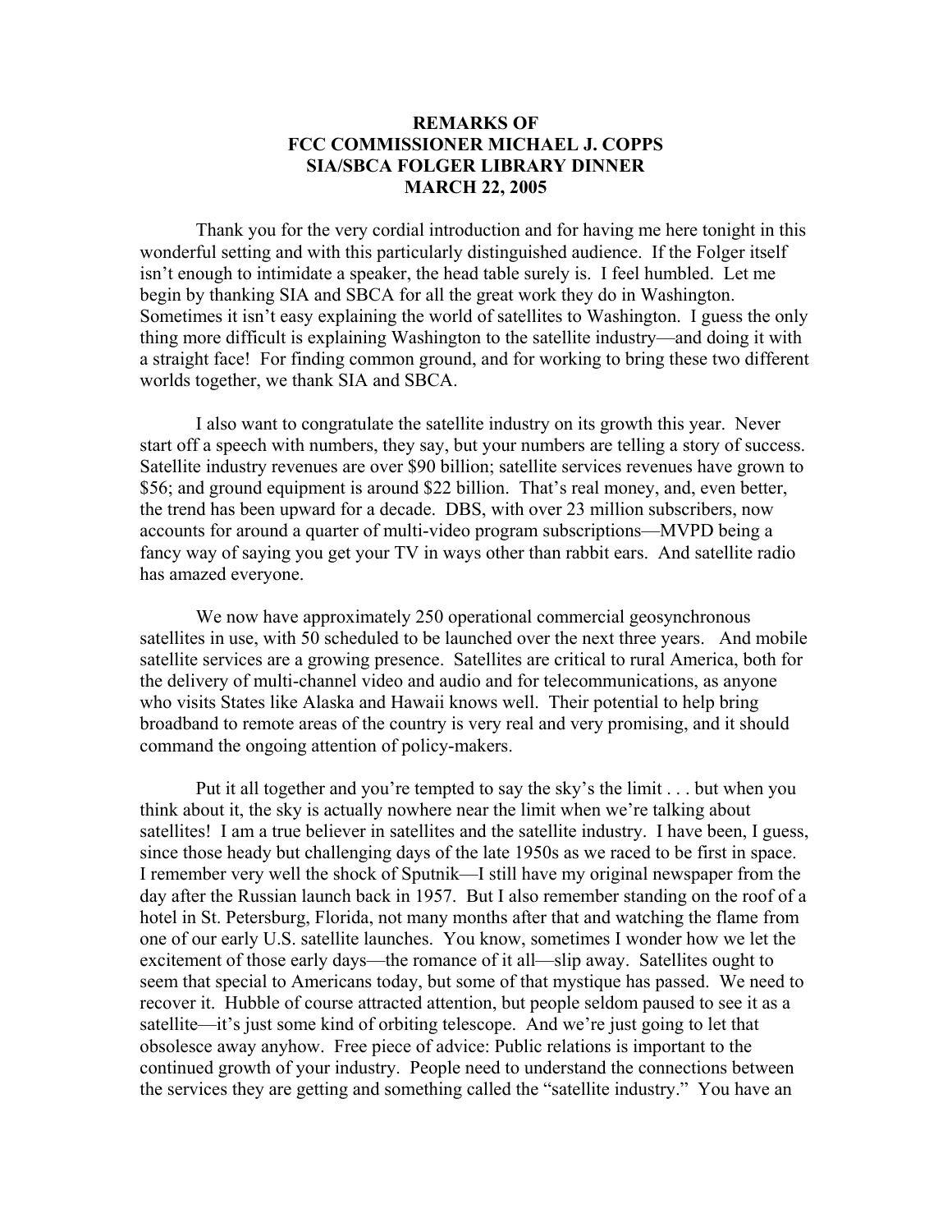# REMARKS OF
# FCC COMMISSIONER MICHAEL J. COPPS
# SIA/SBCA FOLGER LIBRARY DINNER
# MARCH 22, 2005

Thank you for the very cordial introduction and for having me here tonight in this wonderful setting and with this particularly distinguished audience. If the Folger itself isn't enough to intimidate a speaker, the head table surely is. I feel humbled. Let me begin by thanking SIA and SBCA for all the great work they do in Washington. Sometimes it isn't easy explaining the world of satellites to Washington. I guess the only thing more difficult is explaining Washington to the satellite industry—and doing it with a straight face! For finding common ground, and for working to bring these two different worlds together, we thank SIA and SBCA.

I also want to congratulate the satellite industry on its growth this year. Never start off a speech with numbers, they say, but your numbers are telling a story of success. Satellite industry revenues are over $90 billion; satellite services revenues have grown to $56; and ground equipment is around $22 billion. That's real money, and, even better, the trend has been upward for a decade. DBS, with over 23 million subscribers, now accounts for around a quarter of multi-video program subscriptions—MVPD being a fancy way of saying you get your TV in ways other than rabbit ears. And satellite radio has amazed everyone.

We now have approximately 250 operational commercial geosynchronous satellites in use, with 50 scheduled to be launched over the next three years. And mobile satellite services are a growing presence. Satellites are critical to rural America, both for the delivery of multi-channel video and audio and for telecommunications, as anyone who visits States like Alaska and Hawaii knows well. Their potential to help bring broadband to remote areas of the country is very real and very promising, and it should command the ongoing attention of policy-makers.

Put it all together and you're tempted to say the sky's the limit . . . but when you think about it, the sky is actually nowhere near the limit when we're talking about satellites! I am a true believer in satellites and the satellite industry. I have been, I guess, since those heady but challenging days of the late 1950s as we raced to be first in space. I remember very well the shock of Sputnik—I still have my original newspaper from the day after the Russian launch back in 1957. But I also remember standing on the roof of a hotel in St. Petersburg, Florida, not many months after that and watching the flame from one of our early U.S. satellite launches. You know, sometimes I wonder how we let the excitement of those early days—the romance of it all—slip away. Satellites ought to seem that special to Americans today, but some of that mystique has passed. We need to recover it. Hubble of course attracted attention, but people seldom paused to see it as a satellite—it's just some kind of orbiting telescope. And we're just going to let that obsolesce away anyhow. Free piece of advice: Public relations is important to the continued growth of your industry. People need to understand the connections between the services they are getting and something called the "satellite industry." You have an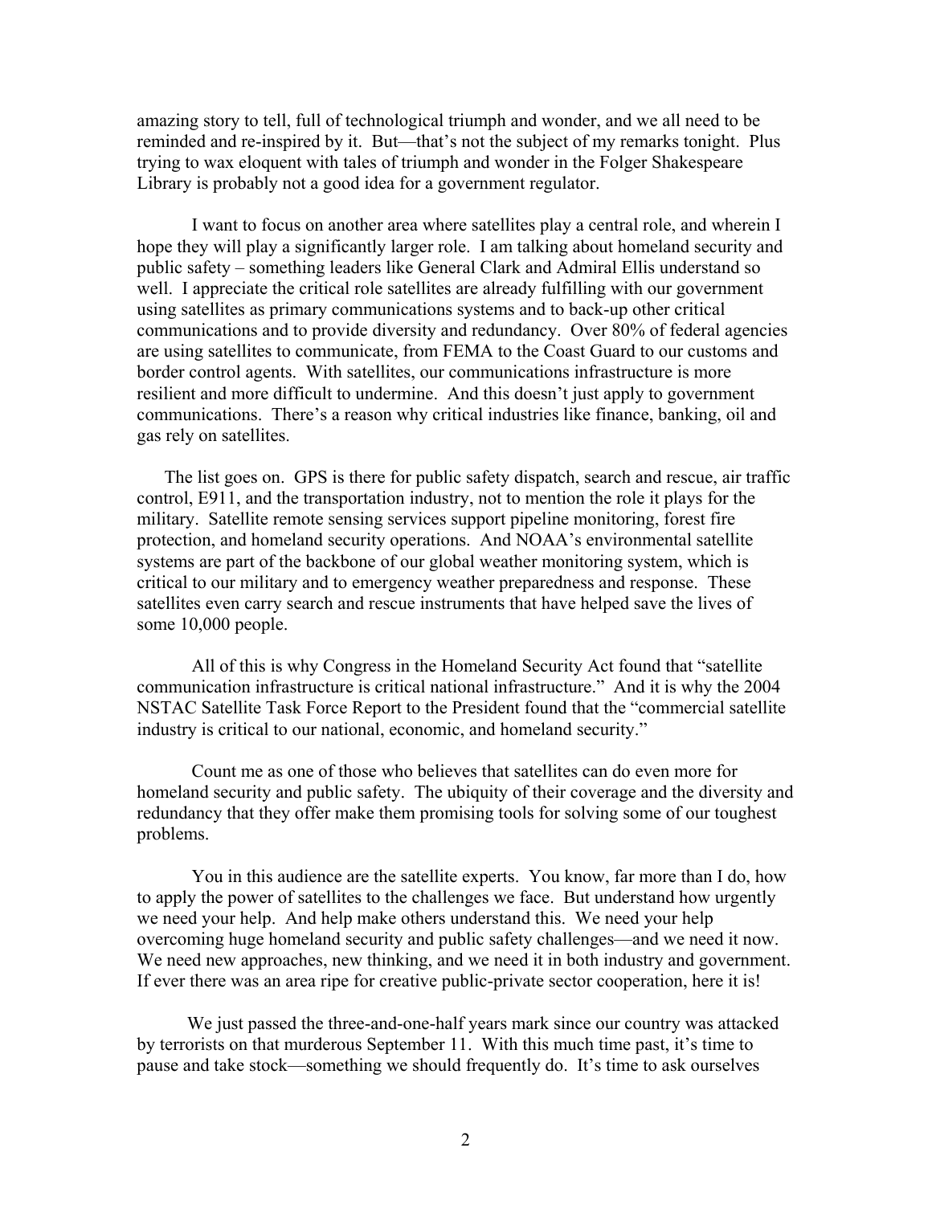amazing story to tell, full of technological triumph and wonder, and we all need to be reminded and re-inspired by it. But—that's not the subject of my remarks tonight. Plus trying to wax eloquent with tales of triumph and wonder in the Folger Shakespeare Library is probably not a good idea for a government regulator.

I want to focus on another area where satellites play a central role, and wherein I hope they will play a significantly larger role. I am talking about homeland security and public safety – something leaders like General Clark and Admiral Ellis understand so well. I appreciate the critical role satellites are already fulfilling with our government using satellites as primary communications systems and to back-up other critical communications and to provide diversity and redundancy. Over 80% of federal agencies are using satellites to communicate, from FEMA to the Coast Guard to our customs and border control agents. With satellites, our communications infrastructure is more resilient and more difficult to undermine. And this doesn't just apply to government communications. There's a reason why critical industries like finance, banking, oil and gas rely on satellites.

The list goes on. GPS is there for public safety dispatch, search and rescue, air traffic control, E911, and the transportation industry, not to mention the role it plays for the military. Satellite remote sensing services support pipeline monitoring, forest fire protection, and homeland security operations. And NOAA's environmental satellite systems are part of the backbone of our global weather monitoring system, which is critical to our military and to emergency weather preparedness and response. These satellites even carry search and rescue instruments that have helped save the lives of some 10,000 people.

All of this is why Congress in the Homeland Security Act found that "satellite communication infrastructure is critical national infrastructure." And it is why the 2004 NSTAC Satellite Task Force Report to the President found that the "commercial satellite industry is critical to our national, economic, and homeland security."

Count me as one of those who believes that satellites can do even more for homeland security and public safety. The ubiquity of their coverage and the diversity and redundancy that they offer make them promising tools for solving some of our toughest problems.

You in this audience are the satellite experts. You know, far more than I do, how to apply the power of satellites to the challenges we face. But understand how urgently we need your help. And help make others understand this. We need your help overcoming huge homeland security and public safety challenges—and we need it now. We need new approaches, new thinking, and we need it in both industry and government. If ever there was an area ripe for creative public-private sector cooperation, here it is!

We just passed the three-and-one-half years mark since our country was attacked by terrorists on that murderous September 11. With this much time past, it's time to pause and take stock—something we should frequently do. It's time to ask ourselves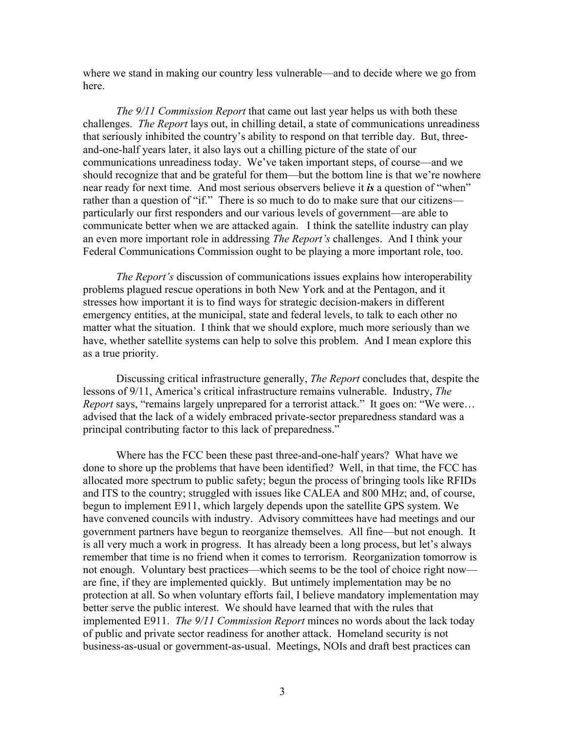where we stand in making our country less vulnerable—and to decide where we go from here.

*The 9/11 Commission Report* that came out last year helps us with both these challenges. *The Report* lays out, in chilling detail, a state of communications unreadiness that seriously inhibited the country's ability to respond on that terrible day. But, three-and-one-half years later, it also lays out a chilling picture of the state of our communications unreadiness today. We've taken important steps, of course—and we should recognize that and be grateful for them—but the bottom line is that we're nowhere near ready for next time. And most serious observers believe it ***is*** a question of "when" rather than a question of "if." There is so much to do to make sure that our citizens—particularly our first responders and our various levels of government—are able to communicate better when we are attacked again. I think the satellite industry can play an even more important role in addressing *The Report's* challenges. And I think your Federal Communications Commission ought to be playing a more important role, too.

*The Report's* discussion of communications issues explains how interoperability problems plagued rescue operations in both New York and at the Pentagon, and it stresses how important it is to find ways for strategic decision-makers in different emergency entities, at the municipal, state and federal levels, to talk to each other no matter what the situation. I think that we should explore, much more seriously than we have, whether satellite systems can help to solve this problem. And I mean explore this as a true priority.

Discussing critical infrastructure generally, *The Report* concludes that, despite the lessons of 9/11, America's critical infrastructure remains vulnerable. Industry, *The Report* says, "remains largely unprepared for a terrorist attack." It goes on: "We were… advised that the lack of a widely embraced private-sector preparedness standard was a principal contributing factor to this lack of preparedness."

Where has the FCC been these past three-and-one-half years? What have we done to shore up the problems that have been identified? Well, in that time, the FCC has allocated more spectrum to public safety; begun the process of bringing tools like RFIDs and ITS to the country; struggled with issues like CALEA and 800 MHz; and, of course, begun to implement E911, which largely depends upon the satellite GPS system. We have convened councils with industry. Advisory committees have had meetings and our government partners have begun to reorganize themselves. All fine—but not enough. It is all very much a work in progress. It has already been a long process, but let's always remember that time is no friend when it comes to terrorism. Reorganization tomorrow is not enough. Voluntary best practices—which seems to be the tool of choice right now—are fine, if they are implemented quickly. But untimely implementation may be no protection at all. So when voluntary efforts fail, I believe mandatory implementation may better serve the public interest. We should have learned that with the rules that implemented E911. *The 9/11 Commission Report* minces no words about the lack today of public and private sector readiness for another attack. Homeland security is not business-as-usual or government-as-usual. Meetings, NOIs and draft best practices can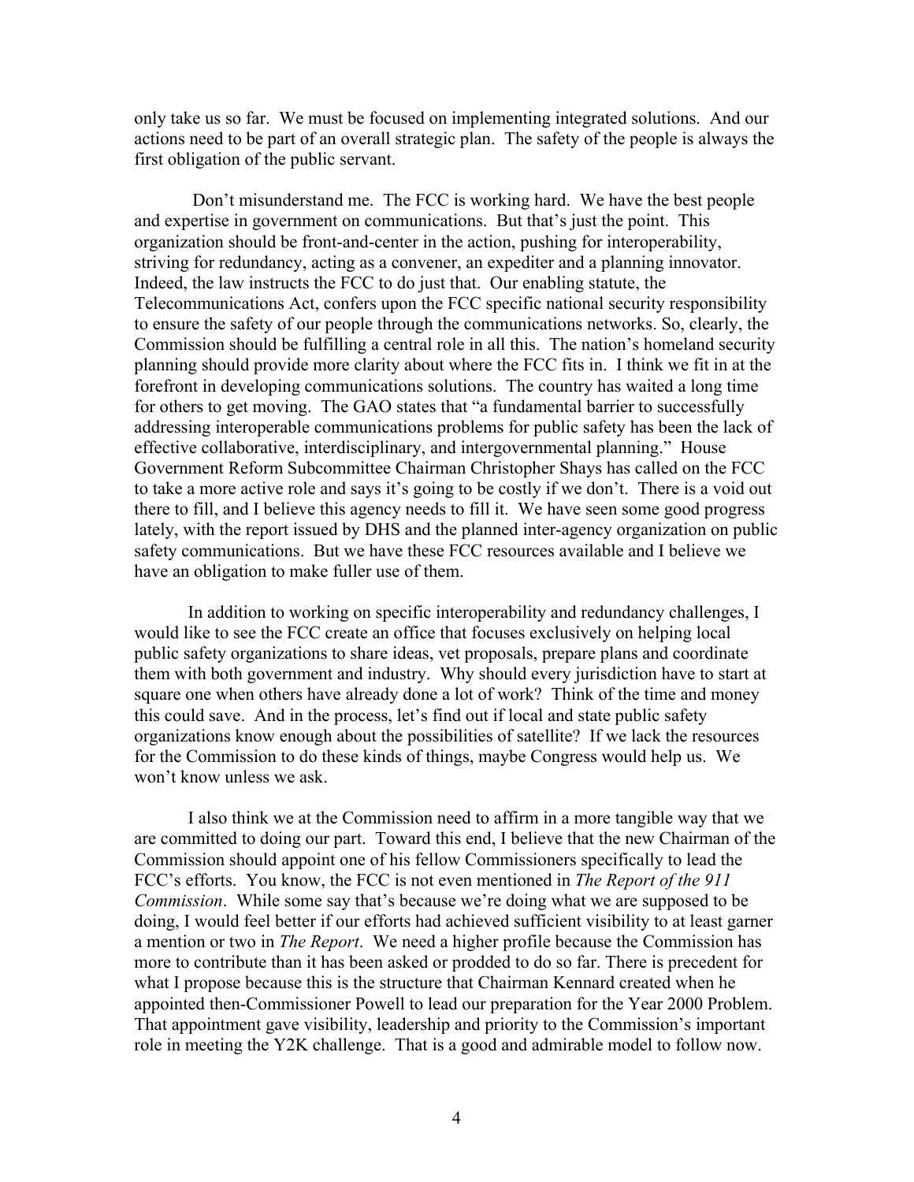only take us so far. We must be focused on implementing integrated solutions. And our actions need to be part of an overall strategic plan. The safety of the people is always the first obligation of the public servant.

Don't misunderstand me. The FCC is working hard. We have the best people and expertise in government on communications. But that's just the point. This organization should be front-and-center in the action, pushing for interoperability, striving for redundancy, acting as a convener, an expediter and a planning innovator. Indeed, the law instructs the FCC to do just that. Our enabling statute, the Telecommunications Act, confers upon the FCC specific national security responsibility to ensure the safety of our people through the communications networks. So, clearly, the Commission should be fulfilling a central role in all this. The nation's homeland security planning should provide more clarity about where the FCC fits in. I think we fit in at the forefront in developing communications solutions. The country has waited a long time for others to get moving. The GAO states that "a fundamental barrier to successfully addressing interoperable communications problems for public safety has been the lack of effective collaborative, interdisciplinary, and intergovernmental planning." House Government Reform Subcommittee Chairman Christopher Shays has called on the FCC to take a more active role and says it's going to be costly if we don't. There is a void out there to fill, and I believe this agency needs to fill it. We have seen some good progress lately, with the report issued by DHS and the planned inter-agency organization on public safety communications. But we have these FCC resources available and I believe we have an obligation to make fuller use of them.

In addition to working on specific interoperability and redundancy challenges, I would like to see the FCC create an office that focuses exclusively on helping local public safety organizations to share ideas, vet proposals, prepare plans and coordinate them with both government and industry. Why should every jurisdiction have to start at square one when others have already done a lot of work? Think of the time and money this could save. And in the process, let's find out if local and state public safety organizations know enough about the possibilities of satellite? If we lack the resources for the Commission to do these kinds of things, maybe Congress would help us. We won't know unless we ask.

I also think we at the Commission need to affirm in a more tangible way that we are committed to doing our part. Toward this end, I believe that the new Chairman of the Commission should appoint one of his fellow Commissioners specifically to lead the FCC's efforts. You know, the FCC is not even mentioned in *The Report of the 911 Commission*. While some say that's because we're doing what we are supposed to be doing, I would feel better if our efforts had achieved sufficient visibility to at least garner a mention or two in *The Report*. We need a higher profile because the Commission has more to contribute than it has been asked or prodded to do so far. There is precedent for what I propose because this is the structure that Chairman Kennard created when he appointed then-Commissioner Powell to lead our preparation for the Year 2000 Problem. That appointment gave visibility, leadership and priority to the Commission's important role in meeting the Y2K challenge. That is a good and admirable model to follow now.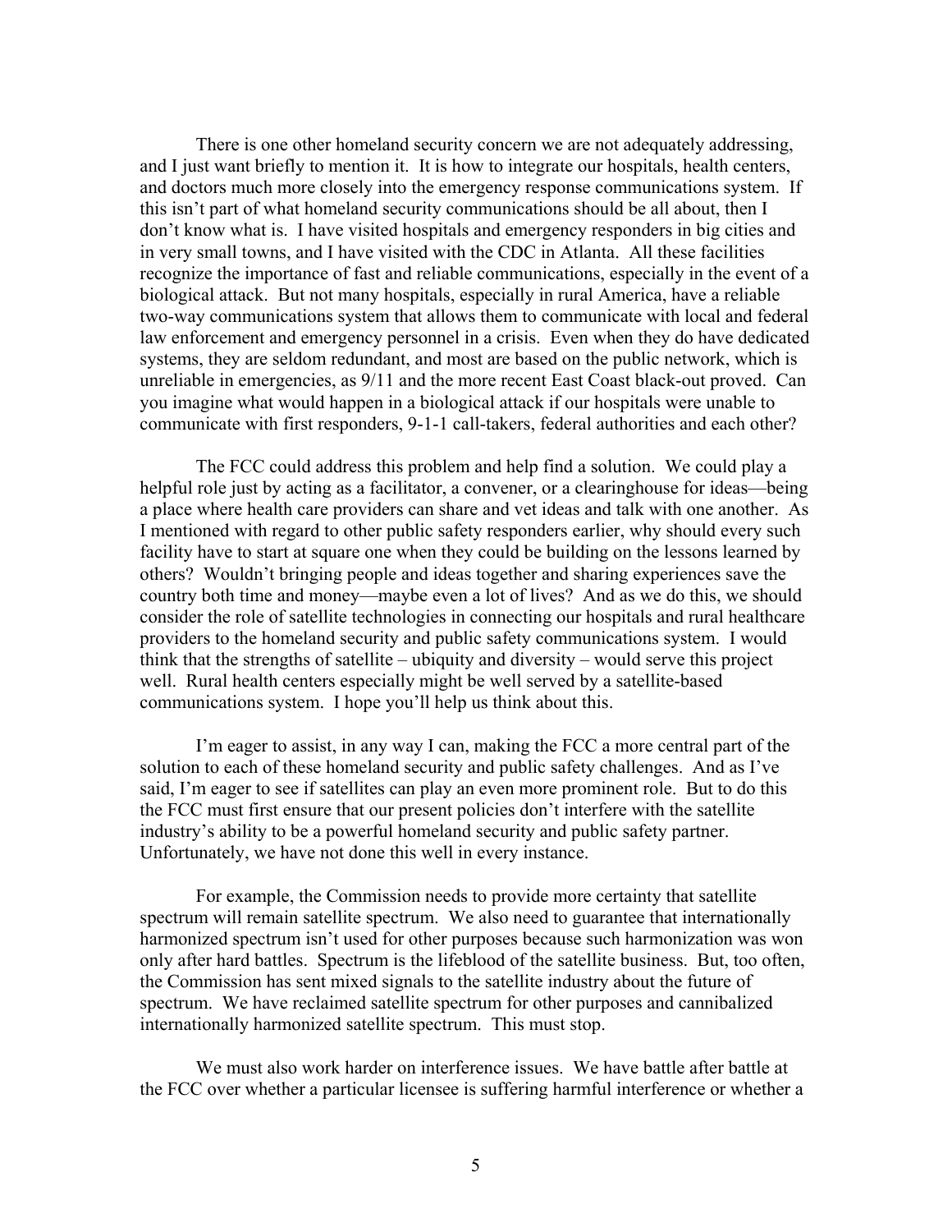There is one other homeland security concern we are not adequately addressing, and I just want briefly to mention it. It is how to integrate our hospitals, health centers, and doctors much more closely into the emergency response communications system. If this isn't part of what homeland security communications should be all about, then I don't know what is. I have visited hospitals and emergency responders in big cities and in very small towns, and I have visited with the CDC in Atlanta. All these facilities recognize the importance of fast and reliable communications, especially in the event of a biological attack. But not many hospitals, especially in rural America, have a reliable two-way communications system that allows them to communicate with local and federal law enforcement and emergency personnel in a crisis. Even when they do have dedicated systems, they are seldom redundant, and most are based on the public network, which is unreliable in emergencies, as 9/11 and the more recent East Coast black-out proved. Can you imagine what would happen in a biological attack if our hospitals were unable to communicate with first responders, 9-1-1 call-takers, federal authorities and each other?

The FCC could address this problem and help find a solution. We could play a helpful role just by acting as a facilitator, a convener, or a clearinghouse for ideas—being a place where health care providers can share and vet ideas and talk with one another. As I mentioned with regard to other public safety responders earlier, why should every such facility have to start at square one when they could be building on the lessons learned by others? Wouldn't bringing people and ideas together and sharing experiences save the country both time and money—maybe even a lot of lives? And as we do this, we should consider the role of satellite technologies in connecting our hospitals and rural healthcare providers to the homeland security and public safety communications system. I would think that the strengths of satellite – ubiquity and diversity – would serve this project well. Rural health centers especially might be well served by a satellite-based communications system. I hope you'll help us think about this.

I'm eager to assist, in any way I can, making the FCC a more central part of the solution to each of these homeland security and public safety challenges. And as I've said, I'm eager to see if satellites can play an even more prominent role. But to do this the FCC must first ensure that our present policies don't interfere with the satellite industry's ability to be a powerful homeland security and public safety partner. Unfortunately, we have not done this well in every instance.

For example, the Commission needs to provide more certainty that satellite spectrum will remain satellite spectrum. We also need to guarantee that internationally harmonized spectrum isn't used for other purposes because such harmonization was won only after hard battles. Spectrum is the lifeblood of the satellite business. But, too often, the Commission has sent mixed signals to the satellite industry about the future of spectrum. We have reclaimed satellite spectrum for other purposes and cannibalized internationally harmonized satellite spectrum. This must stop.

We must also work harder on interference issues. We have battle after battle at the FCC over whether a particular licensee is suffering harmful interference or whether a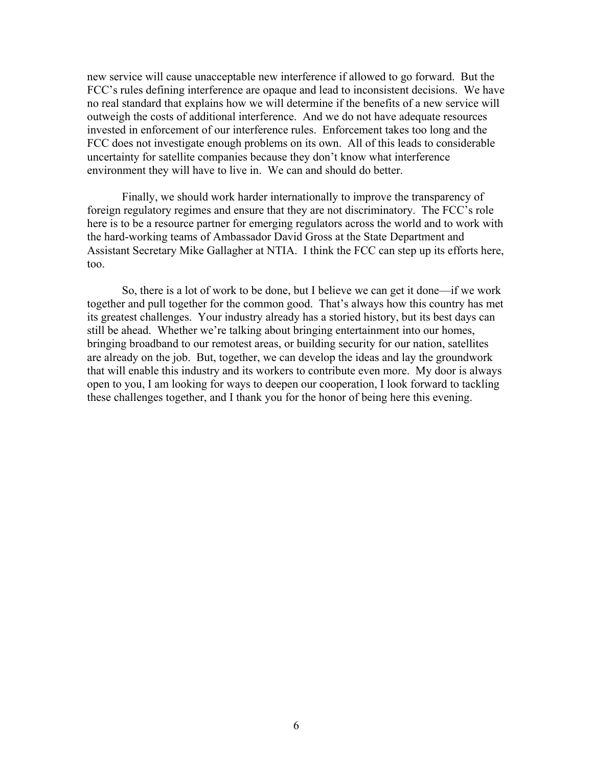new service will cause unacceptable new interference if allowed to go forward. But the FCC's rules defining interference are opaque and lead to inconsistent decisions. We have no real standard that explains how we will determine if the benefits of a new service will outweigh the costs of additional interference. And we do not have adequate resources invested in enforcement of our interference rules. Enforcement takes too long and the FCC does not investigate enough problems on its own. All of this leads to considerable uncertainty for satellite companies because they don't know what interference environment they will have to live in. We can and should do better.

Finally, we should work harder internationally to improve the transparency of foreign regulatory regimes and ensure that they are not discriminatory. The FCC's role here is to be a resource partner for emerging regulators across the world and to work with the hard-working teams of Ambassador David Gross at the State Department and Assistant Secretary Mike Gallagher at NTIA. I think the FCC can step up its efforts here, too.

So, there is a lot of work to be done, but I believe we can get it done—if we work together and pull together for the common good. That's always how this country has met its greatest challenges. Your industry already has a storied history, but its best days can still be ahead. Whether we're talking about bringing entertainment into our homes, bringing broadband to our remotest areas, or building security for our nation, satellites are already on the job. But, together, we can develop the ideas and lay the groundwork that will enable this industry and its workers to contribute even more. My door is always open to you, I am looking for ways to deepen our cooperation, I look forward to tackling these challenges together, and I thank you for the honor of being here this evening.